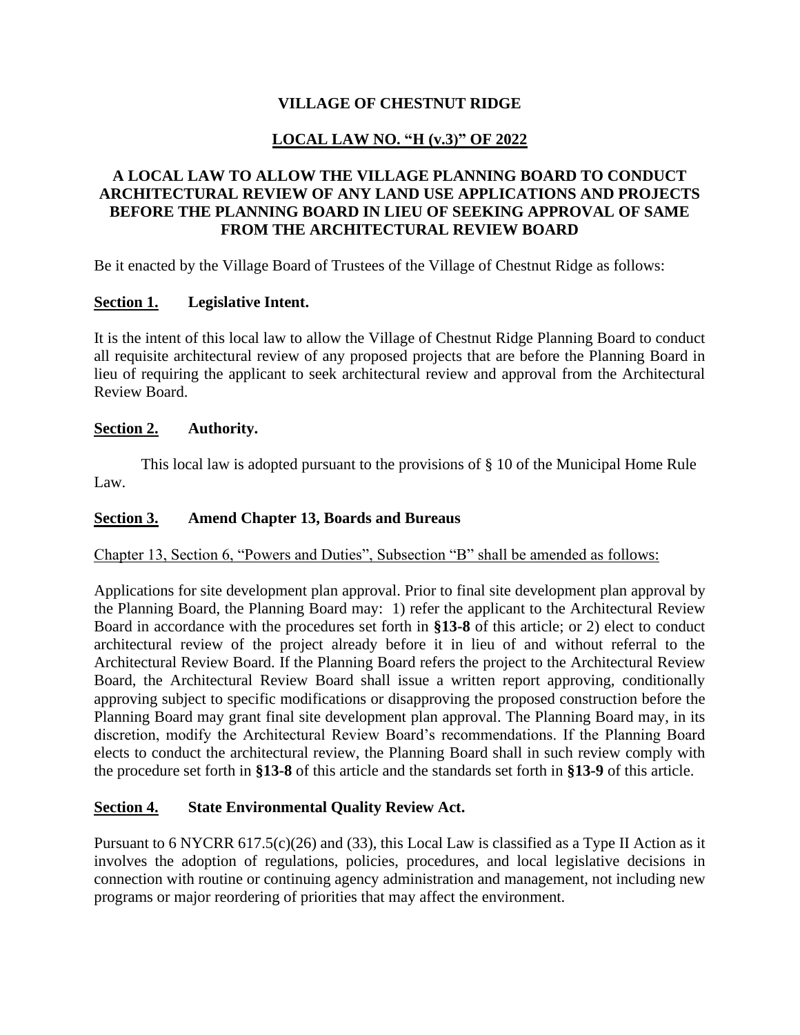# VILLAGE OF CHESTNUT RIDGE

## LOCAL LAW NO. "H (v.3)" OF 2022

## A LOCAL LAW TO ALLOW THE VILLAGE PLANNING BOARD TO CONDUCT ARCHITECTURAL REVIEW OF ANY LAND USE APPLICATIONS AND PROJECTS BEFORE THE PLANNING BOARD IN LIEU OF SEEKING APPROVAL OF SAME FROM THE ARCHITECTURAL REVIEW BOARD

Be it enacted by the Village Board of Trustees of the Village of Chestnut Ridge as follows:

### Section 1. Legislative Intent.

It is the intent of this local law to allow the Village of Chestnut Ridge Planning Board to conduct all requisite architectural review of any proposed projects that are before the Planning Board in lieu of requiring the applicant to seek architectural review and approval from the Architectural Review Board.

### Section 2. Authority.

This local law is adopted pursuant to the provisions of § 10 of the Municipal Home Rule Law.

### Section 3. Amend Chapter 13, Boards and Bureaus

Chapter 13, Section 6, "Powers and Duties", Subsection "B" shall be amended as follows:

Applications for site development plan approval. Prior to final site development plan approval by the Planning Board, the Planning Board may: 1) refer the applicant to the Architectural Review Board in accordance with the procedures set forth in **§13-8** of this article; or 2) elect to conduct architectural review of the project already before it in lieu of and without referral to the Architectural Review Board. If the Planning Board refers the project to the Architectural Review Board, the Architectural Review Board shall issue a written report approving, conditionally approving subject to specific modifications or disapproving the proposed construction before the Planning Board may grant final site development plan approval. The Planning Board may, in its discretion, modify the Architectural Review Board's recommendations. If the Planning Board elects to conduct the architectural review, the Planning Board shall in such review comply with the procedure set forth in **§13-8** of this article and the standards set forth in **§13-9** of this article.

### Section 4. State Environmental Quality Review Act.

Pursuant to 6 NYCRR 617.5(c)(26) and (33), this Local Law is classified as a Type II Action as it involves the adoption of regulations, policies, procedures, and local legislative decisions in connection with routine or continuing agency administration and management, not including new programs or major reordering of priorities that may affect the environment.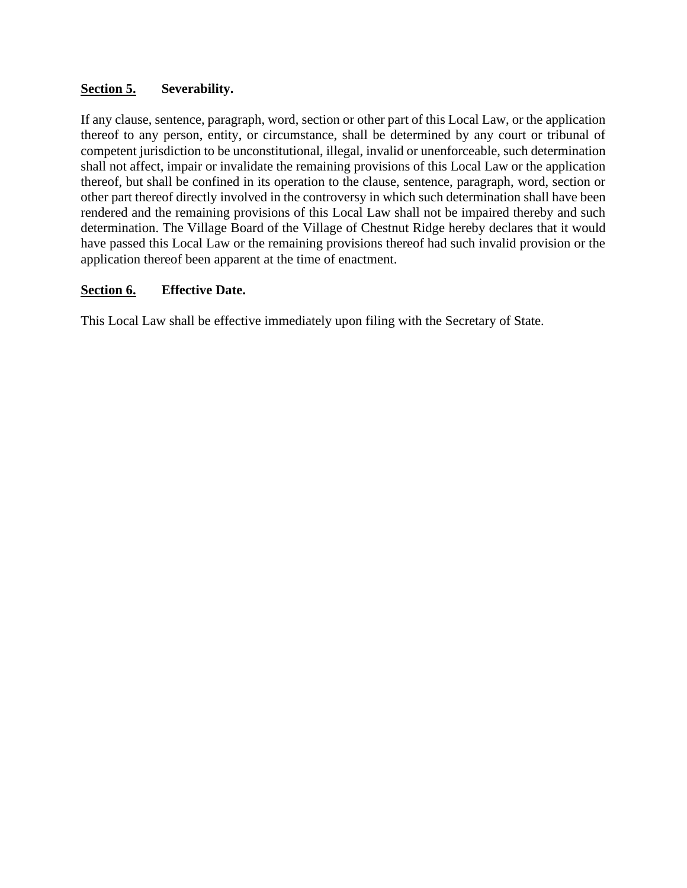**<u>Section 5.</u>** **Severability.**

If any clause, sentence, paragraph, word, section or other part of this Local Law, or the application thereof to any person, entity, or circumstance, shall be determined by any court or tribunal of competent jurisdiction to be unconstitutional, illegal, invalid or unenforceable, such determination shall not affect, impair or invalidate the remaining provisions of this Local Law or the application thereof, but shall be confined in its operation to the clause, sentence, paragraph, word, section or other part thereof directly involved in the controversy in which such determination shall have been rendered and the remaining provisions of this Local Law shall not be impaired thereby and such determination. The Village Board of the Village of Chestnut Ridge hereby declares that it would have passed this Local Law or the remaining provisions thereof had such invalid provision or the application thereof been apparent at the time of enactment.

**<u>Section 6.</u>** **Effective Date.**

This Local Law shall be effective immediately upon filing with the Secretary of State.